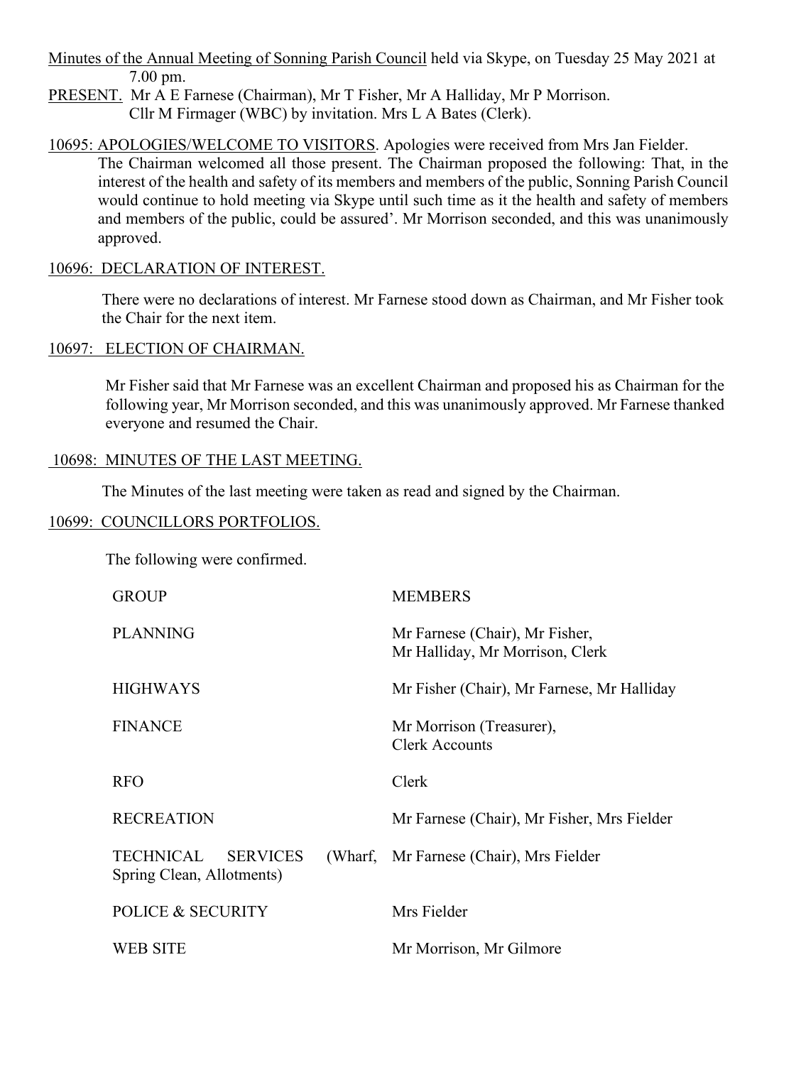Minutes of the Annual Meeting of Sonning Parish Council held via Skype, on Tuesday 25 May 2021 at 7.00 pm.

PRESENT. Mr A E Farnese (Chairman), Mr T Fisher, Mr A Halliday, Mr P Morrison. Cllr M Firmager (WBC) by invitation. Mrs L A Bates (Clerk).

10695: APOLOGIES/WELCOME TO VISITORS. Apologies were received from Mrs Jan Fielder. The Chairman welcomed all those present. The Chairman proposed the following: That, in the interest of the health and safety of its members and members of the public, Sonning Parish Council would continue to hold meeting via Skype until such time as it the health and safety of members and members of the public, could be assured'. Mr Morrison seconded, and this was unanimously approved.

10696: DECLARATION OF INTEREST.

There were no declarations of interest. Mr Farnese stood down as Chairman, and Mr Fisher took the Chair for the next item.

10697: ELECTION OF CHAIRMAN.

Mr Fisher said that Mr Farnese was an excellent Chairman and proposed his as Chairman for the following year, Mr Morrison seconded, and this was unanimously approved. Mr Farnese thanked everyone and resumed the Chair.

10698: MINUTES OF THE LAST MEETING.

The Minutes of the last meeting were taken as read and signed by the Chairman.

10699: COUNCILLORS PORTFOLIOS.

The following were confirmed.

| GROUP | MEMBERS |
|---|---|
| PLANNING | Mr Farnese (Chair), Mr Fisher, Mr Halliday, Mr Morrison, Clerk |
| HIGHWAYS | Mr Fisher (Chair), Mr Farnese, Mr Halliday |
| FINANCE | Mr Morrison (Treasurer), Clerk Accounts |
| RFO | Clerk |
| RECREATION | Mr Farnese (Chair), Mr Fisher, Mrs Fielder |
| TECHNICAL SERVICES (Wharf, Spring Clean, Allotments) | Mr Farnese (Chair), Mrs Fielder |
| POLICE & SECURITY | Mrs Fielder |
| WEB SITE | Mr Morrison, Mr Gilmore |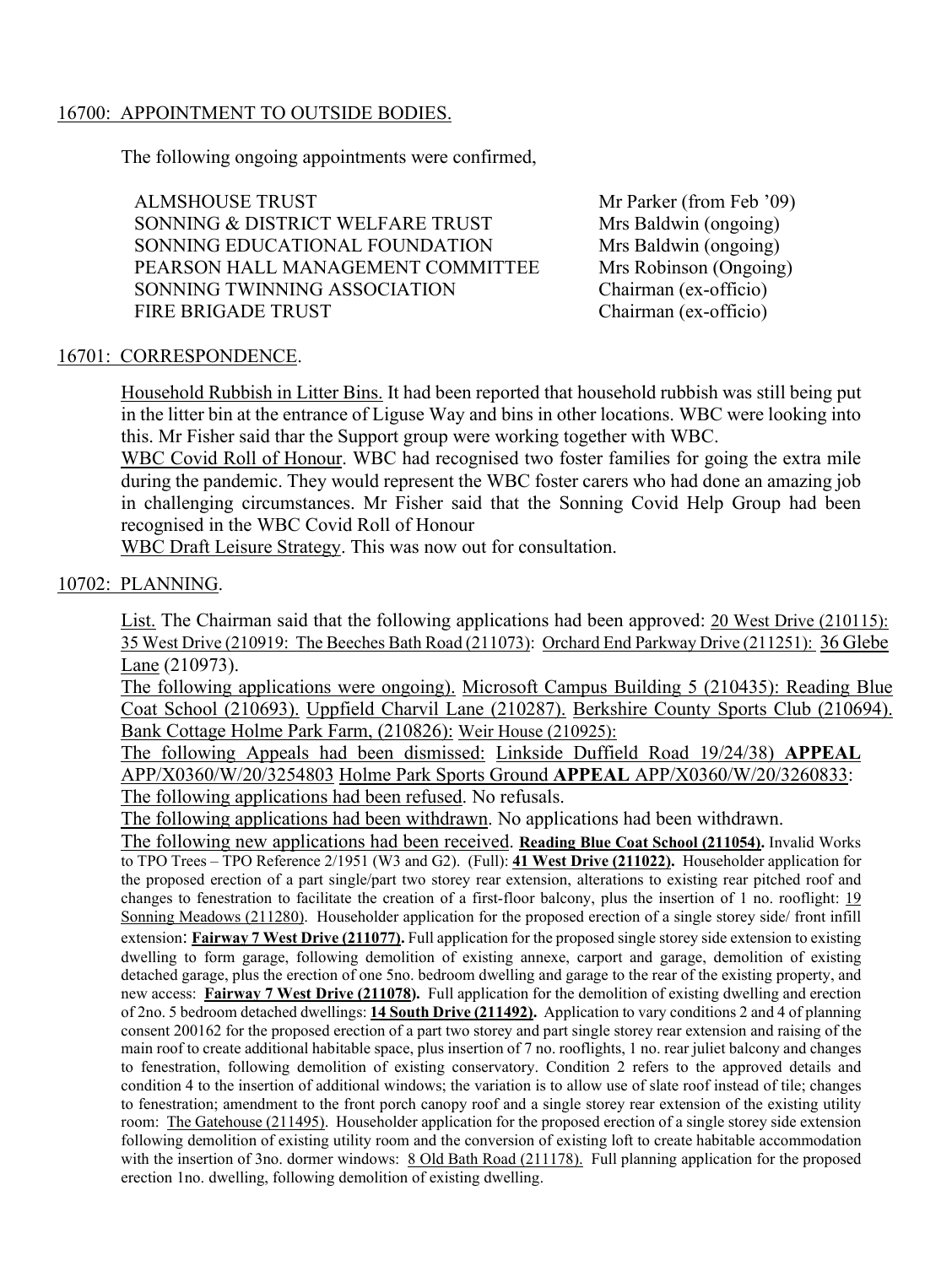16700: APPOINTMENT TO OUTSIDE BODIES.

The following ongoing appointments were confirmed,

| | |
|---|---|
| ALMSHOUSE TRUST | Mr Parker (from Feb '09) |
| SONNING & DISTRICT WELFARE TRUST | Mrs Baldwin (ongoing) |
| SONNING EDUCATIONAL FOUNDATION | Mrs Baldwin (ongoing) |
| PEARSON HALL MANAGEMENT COMMITTEE | Mrs Robinson (Ongoing) |
| SONNING TWINNING ASSOCIATION | Chairman (ex-officio) |
| FIRE BRIGADE TRUST | Chairman (ex-officio) |

16701: CORRESPONDENCE.

Household Rubbish in Litter Bins. It had been reported that household rubbish was still being put in the litter bin at the entrance of Liguse Way and bins in other locations. WBC were looking into this. Mr Fisher said thar the Support group were working together with WBC.

WBC Covid Roll of Honour. WBC had recognised two foster families for going the extra mile during the pandemic. They would represent the WBC foster carers who had done an amazing job in challenging circumstances. Mr Fisher said that the Sonning Covid Help Group had been recognised in the WBC Covid Roll of Honour

WBC Draft Leisure Strategy. This was now out for consultation.

10702: PLANNING.

List. The Chairman said that the following applications had been approved: 20 West Drive (210115): 35 West Drive (210919: The Beeches Bath Road (211073): Orchard End Parkway Drive (211251): 36 Glebe Lane (210973).

The following applications were ongoing). Microsoft Campus Building 5 (210435): Reading Blue Coat School (210693). Uppfield Charvil Lane (210287). Berkshire County Sports Club (210694). Bank Cottage Holme Park Farm, (210826): Weir House (210925):

The following Appeals had been dismissed: Linkside Duffield Road 19/24/38) **APPEAL** APP/X0360/W/20/3254803 Holme Park Sports Ground **APPEAL** APP/X0360/W/20/3260833:

The following applications had been refused. No refusals.

The following applications had been withdrawn. No applications had been withdrawn.

The following new applications had been received. **Reading Blue Coat School (211054).** Invalid Works to TPO Trees – TPO Reference 2/1951 (W3 and G2). (Full): **41 West Drive (211022).** Householder application for the proposed erection of a part single/part two storey rear extension, alterations to existing rear pitched roof and changes to fenestration to facilitate the creation of a first-floor balcony, plus the insertion of 1 no. rooflight: 19 Sonning Meadows (211280). Householder application for the proposed erection of a single storey side/ front infill extension: **Fairway 7 West Drive (211077).** Full application for the proposed single storey side extension to existing dwelling to form garage, following demolition of existing annexe, carport and garage, demolition of existing detached garage, plus the erection of one 5no. bedroom dwelling and garage to the rear of the existing property, and new access: **Fairway 7 West Drive (211078).** Full application for the demolition of existing dwelling and erection of 2no. 5 bedroom detached dwellings: **14 South Drive (211492).** Application to vary conditions 2 and 4 of planning consent 200162 for the proposed erection of a part two storey and part single storey rear extension and raising of the main roof to create additional habitable space, plus insertion of 7 no. rooflights, 1 no. rear juliet balcony and changes to fenestration, following demolition of existing conservatory. Condition 2 refers to the approved details and condition 4 to the insertion of additional windows; the variation is to allow use of slate roof instead of tile; changes to fenestration; amendment to the front porch canopy roof and a single storey rear extension of the existing utility room: The Gatehouse (211495). Householder application for the proposed erection of a single storey side extension following demolition of existing utility room and the conversion of existing loft to create habitable accommodation with the insertion of 3no. dormer windows: 8 Old Bath Road (211178). Full planning application for the proposed erection 1no. dwelling, following demolition of existing dwelling.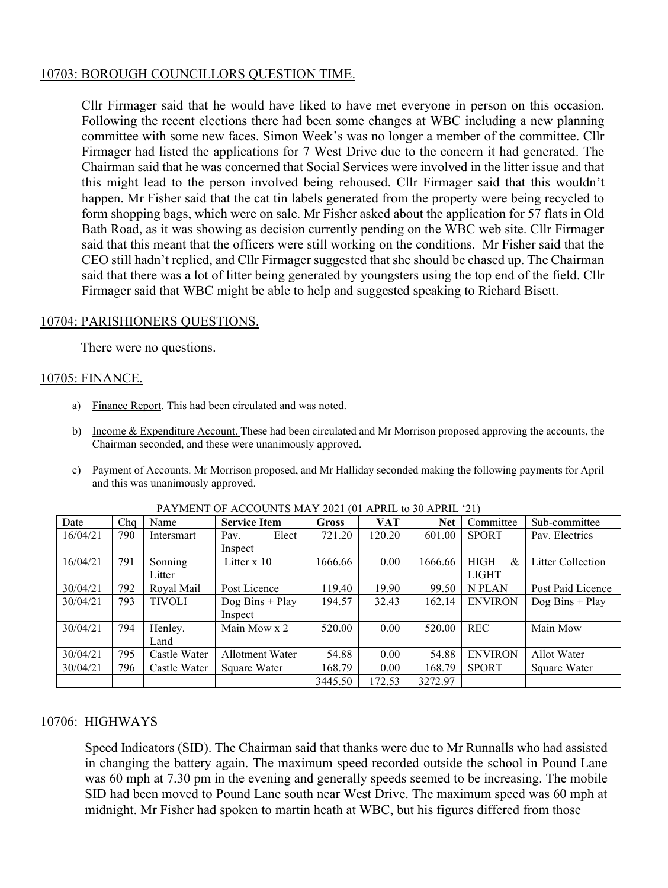## 10703: BOROUGH COUNCILLORS QUESTION TIME.

Cllr Firmager said that he would have liked to have met everyone in person on this occasion. Following the recent elections there had been some changes at WBC including a new planning committee with some new faces. Simon Week's was no longer a member of the committee. Cllr Firmager had listed the applications for 7 West Drive due to the concern it had generated. The Chairman said that he was concerned that Social Services were involved in the litter issue and that this might lead to the person involved being rehoused. Cllr Firmager said that this wouldn't happen. Mr Fisher said that the cat tin labels generated from the property were being recycled to form shopping bags, which were on sale. Mr Fisher asked about the application for 57 flats in Old Bath Road, as it was showing as decision currently pending on the WBC web site. Cllr Firmager said that this meant that the officers were still working on the conditions. Mr Fisher said that the CEO still hadn't replied, and Cllr Firmager suggested that she should be chased up. The Chairman said that there was a lot of litter being generated by youngsters using the top end of the field. Cllr Firmager said that WBC might be able to help and suggested speaking to Richard Bisett.

## 10704: PARISHIONERS QUESTIONS.

There were no questions.

## 10705: FINANCE.

a) Finance Report. This had been circulated and was noted.

b) Income & Expenditure Account. These had been circulated and Mr Morrison proposed approving the accounts, the Chairman seconded, and these were unanimously approved.

c) Payment of Accounts. Mr Morrison proposed, and Mr Halliday seconded making the following payments for April and this was unanimously approved.

PAYMENT OF ACCOUNTS MAY 2021 (01 APRIL to 30 APRIL '21)

| Date | Chq | Name | Service Item | Gross | VAT | Net | Committee | Sub-committee |
|---|---|---|---|---|---|---|---|---|
| 16/04/21 | 790 | Intersmart | Pav. Elect Inspect | 721.20 | 120.20 | 601.00 | SPORT | Pav. Electrics |
| 16/04/21 | 791 | Sonning Litter | Litter x 10 | 1666.66 | 0.00 | 1666.66 | HIGH & LIGHT | Litter Collection |
| 30/04/21 | 792 | Royal Mail | Post Licence | 119.40 | 19.90 | 99.50 | N PLAN | Post Paid Licence |
| 30/04/21 | 793 | TIVOLI | Dog Bins + Play Inspect | 194.57 | 32.43 | 162.14 | ENVIRON | Dog Bins + Play |
| 30/04/21 | 794 | Henley. Land | Main Mow x 2 | 520.00 | 0.00 | 520.00 | REC | Main Mow |
| 30/04/21 | 795 | Castle Water | Allotment Water | 54.88 | 0.00 | 54.88 | ENVIRON | Allot Water |
| 30/04/21 | 796 | Castle Water | Square Water | 168.79 | 0.00 | 168.79 | SPORT | Square Water |
| | | | | 3445.50 | 172.53 | 3272.97 | | |

## 10706: HIGHWAYS

Speed Indicators (SID). The Chairman said that thanks were due to Mr Runnalls who had assisted in changing the battery again. The maximum speed recorded outside the school in Pound Lane was 60 mph at 7.30 pm in the evening and generally speeds seemed to be increasing. The mobile SID had been moved to Pound Lane south near West Drive. The maximum speed was 60 mph at midnight. Mr Fisher had spoken to martin heath at WBC, but his figures differed from those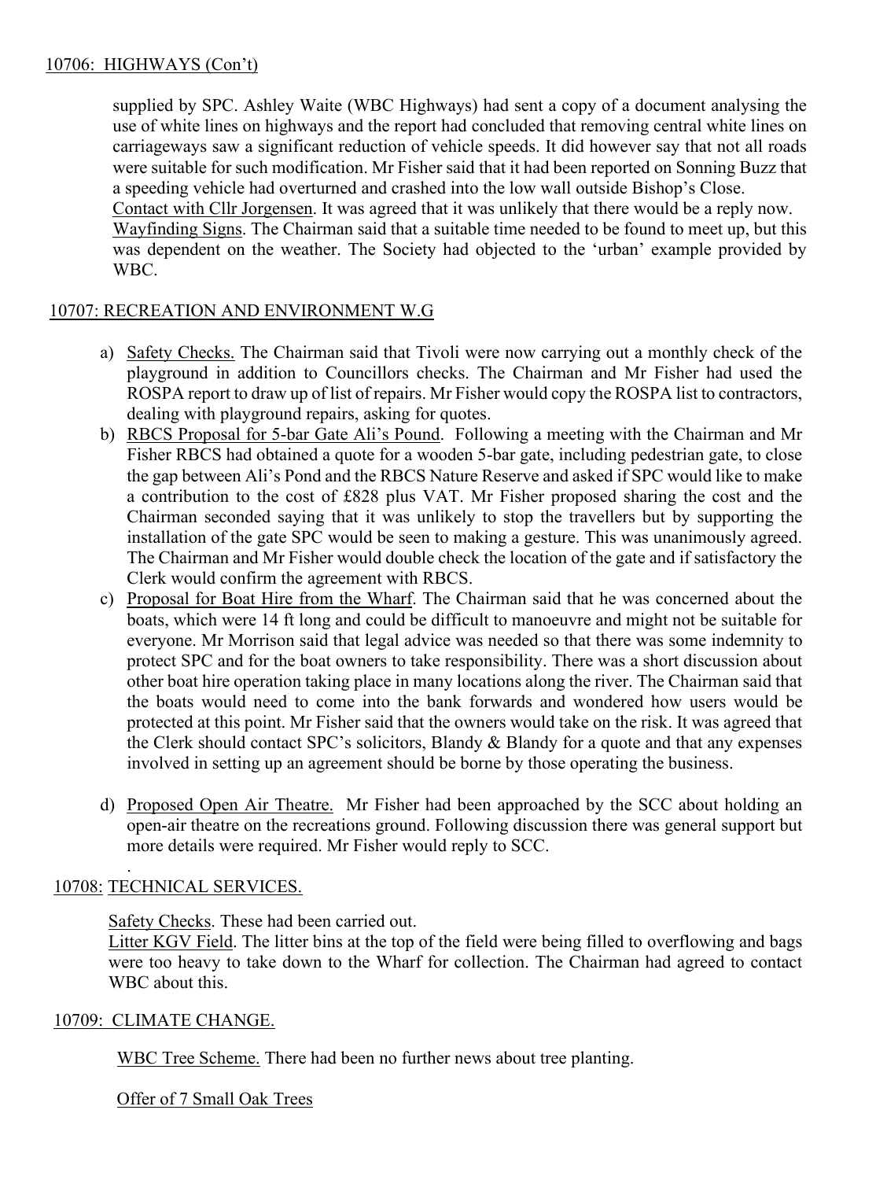10706: HIGHWAYS (Con't)

supplied by SPC. Ashley Waite (WBC Highways) had sent a copy of a document analysing the use of white lines on highways and the report had concluded that removing central white lines on carriageways saw a significant reduction of vehicle speeds. It did however say that not all roads were suitable for such modification. Mr Fisher said that it had been reported on Sonning Buzz that a speeding vehicle had overturned and crashed into the low wall outside Bishop's Close.
Contact with Cllr Jorgensen. It was agreed that it was unlikely that there would be a reply now.
Wayfinding Signs. The Chairman said that a suitable time needed to be found to meet up, but this was dependent on the weather. The Society had objected to the 'urban' example provided by WBC.

10707: RECREATION AND ENVIRONMENT W.G

a) Safety Checks. The Chairman said that Tivoli were now carrying out a monthly check of the playground in addition to Councillors checks. The Chairman and Mr Fisher had used the ROSPA report to draw up of list of repairs. Mr Fisher would copy the ROSPA list to contractors, dealing with playground repairs, asking for quotes.
b) RBCS Proposal for 5-bar Gate Ali's Pound. Following a meeting with the Chairman and Mr Fisher RBCS had obtained a quote for a wooden 5-bar gate, including pedestrian gate, to close the gap between Ali's Pond and the RBCS Nature Reserve and asked if SPC would like to make a contribution to the cost of £828 plus VAT. Mr Fisher proposed sharing the cost and the Chairman seconded saying that it was unlikely to stop the travellers but by supporting the installation of the gate SPC would be seen to making a gesture. This was unanimously agreed. The Chairman and Mr Fisher would double check the location of the gate and if satisfactory the Clerk would confirm the agreement with RBCS.
c) Proposal for Boat Hire from the Wharf. The Chairman said that he was concerned about the boats, which were 14 ft long and could be difficult to manoeuvre and might not be suitable for everyone. Mr Morrison said that legal advice was needed so that there was some indemnity to protect SPC and for the boat owners to take responsibility. There was a short discussion about other boat hire operation taking place in many locations along the river. The Chairman said that the boats would need to come into the bank forwards and wondered how users would be protected at this point. Mr Fisher said that the owners would take on the risk. It was agreed that the Clerk should contact SPC's solicitors, Blandy & Blandy for a quote and that any expenses involved in setting up an agreement should be borne by those operating the business.
d) Proposed Open Air Theatre. Mr Fisher had been approached by the SCC about holding an open-air theatre on the recreations ground. Following discussion there was general support but more details were required. Mr Fisher would reply to SCC.

10708: TECHNICAL SERVICES.

Safety Checks. These had been carried out.
Litter KGV Field. The litter bins at the top of the field were being filled to overflowing and bags were too heavy to take down to the Wharf for collection. The Chairman had agreed to contact WBC about this.

10709: CLIMATE CHANGE.

WBC Tree Scheme. There had been no further news about tree planting.

Offer of 7 Small Oak Trees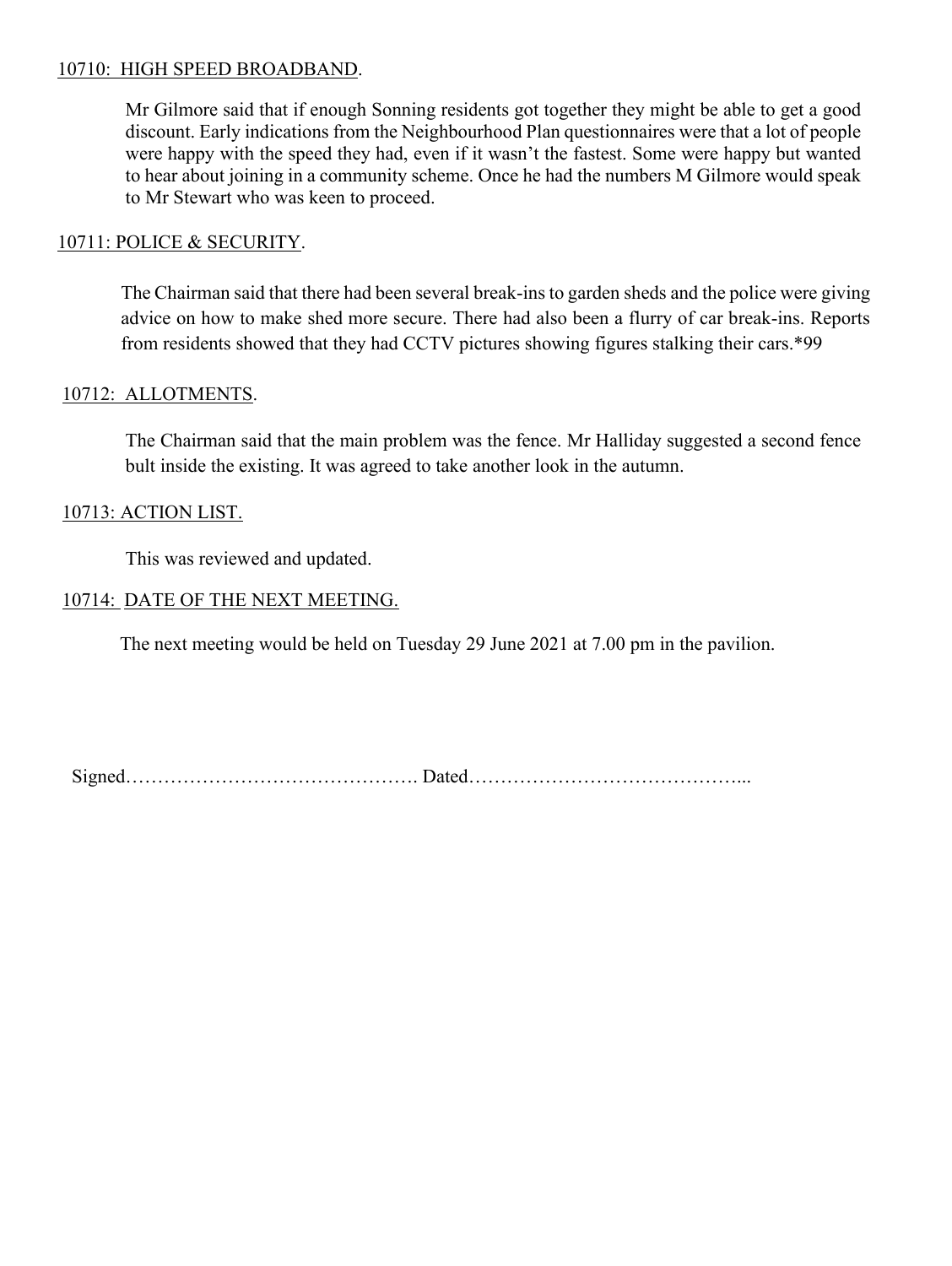10710: HIGH SPEED BROADBAND.

Mr Gilmore said that if enough Sonning residents got together they might be able to get a good discount. Early indications from the Neighbourhood Plan questionnaires were that a lot of people were happy with the speed they had, even if it wasn't the fastest. Some were happy but wanted to hear about joining in a community scheme. Once he had the numbers M Gilmore would speak to Mr Stewart who was keen to proceed.

10711: POLICE & SECURITY.

The Chairman said that there had been several break-ins to garden sheds and the police were giving advice on how to make shed more secure. There had also been a flurry of car break-ins. Reports from residents showed that they had CCTV pictures showing figures stalking their cars.*99

10712: ALLOTMENTS.

The Chairman said that the main problem was the fence. Mr Halliday suggested a second fence bult inside the existing. It was agreed to take another look in the autumn.

10713: ACTION LIST.

This was reviewed and updated.

10714: DATE OF THE NEXT MEETING.

The next meeting would be held on Tuesday 29 June 2021 at 7.00 pm in the pavilion.

Signed………………………………………. Dated……………………………………...